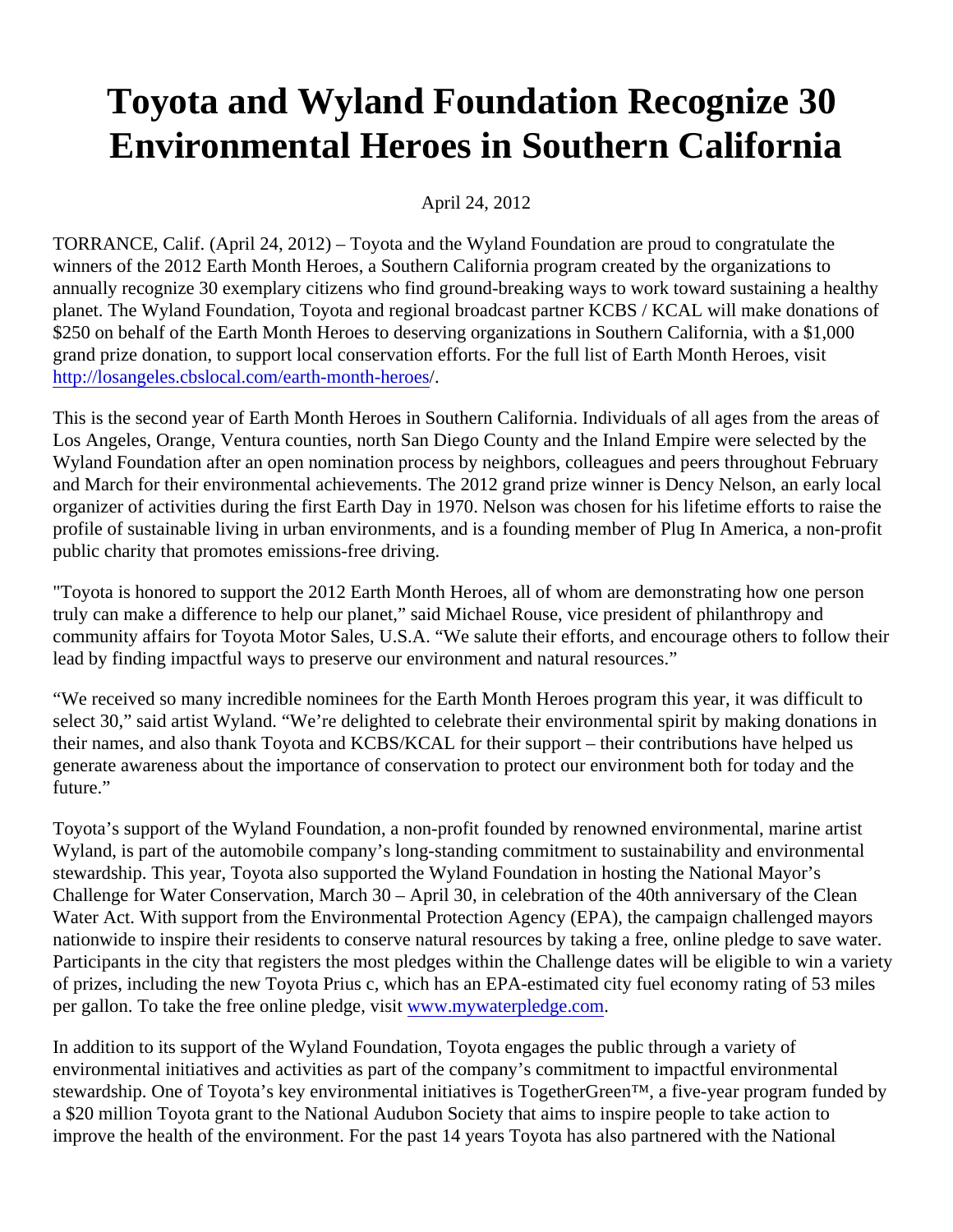# Toyota and Wyland Foundation Recognize 30 Environmental Heroes in Southern California

April 24, 2012

TORRANCE, Calif. (April 24, 2012) – Toyota and the Wyland Foundation are proud to congratulate the winners of the 2012 Earth Month Heroes, a Southern California program created by the organizations to annually recognize 30 exemplary citizens who find ground-breaking ways to work toward sustaining a healthy planet. The Wyland Foundation, Toyota and regional broadcast partner KCBS / KCAL will make donations of $250 on behalf of the Earth Month Heroes to deserving organizations in Southern California, with a $1,000 grand prize donation, to support local conservation efforts. For the full list of Earth Month Heroes, visit http://losangeles.cbslocal.com/earth-month-heroes/.

This is the second year of Earth Month Heroes in Southern California. Individuals of all ages from the areas of Los Angeles, Orange, Ventura counties, north San Diego County and the Inland Empire were selected by the Wyland Foundation after an open nomination process by neighbors, colleagues and peers throughout February and March for their environmental achievements. The 2012 grand prize winner is Dency Nelson, an early local organizer of activities during the first Earth Day in 1970. Nelson was chosen for his lifetime efforts to raise the profile of sustainable living in urban environments, and is a founding member of Plug In America, a non-profit public charity that promotes emissions-free driving.

"Toyota is honored to support the 2012 Earth Month Heroes, all of whom are demonstrating how one person truly can make a difference to help our planet," said Michael Rouse, vice president of philanthropy and community affairs for Toyota Motor Sales, U.S.A. "We salute their efforts, and encourage others to follow their lead by finding impactful ways to preserve our environment and natural resources."

"We received so many incredible nominees for the Earth Month Heroes program this year, it was difficult to select 30," said artist Wyland. "We're delighted to celebrate their environmental spirit by making donations in their names, and also thank Toyota and KCBS/KCAL for their support – their contributions have helped us generate awareness about the importance of conservation to protect our environment both for today and the future."

Toyota's support of the Wyland Foundation, a non-profit founded by renowned environmental, marine artist Wyland, is part of the automobile company's long-standing commitment to sustainability and environmental stewardship. This year, Toyota also supported the Wyland Foundation in hosting the National Mayor's Challenge for Water Conservation, March 30 – April 30, in celebration of the 40th anniversary of the Clean Water Act. With support from the Environmental Protection Agency (EPA), the campaign challenged mayors nationwide to inspire their residents to conserve natural resources by taking a free, online pledge to save water. Participants in the city that registers the most pledges within the Challenge dates will be eligible to win a variety of prizes, including the new Toyota Prius c, which has an EPA-estimated city fuel economy rating of 53 miles per gallon. To take the free online pledge, visit www.mywaterpledge.com.

In addition to its support of the Wyland Foundation, Toyota engages the public through a variety of environmental initiatives and activities as part of the company's commitment to impactful environmental stewardship. One of Toyota's key environmental initiatives is TogetherGreen™, a five-year program funded by a $20 million Toyota grant to the National Audubon Society that aims to inspire people to take action to improve the health of the environment. For the past 14 years Toyota has also partnered with the National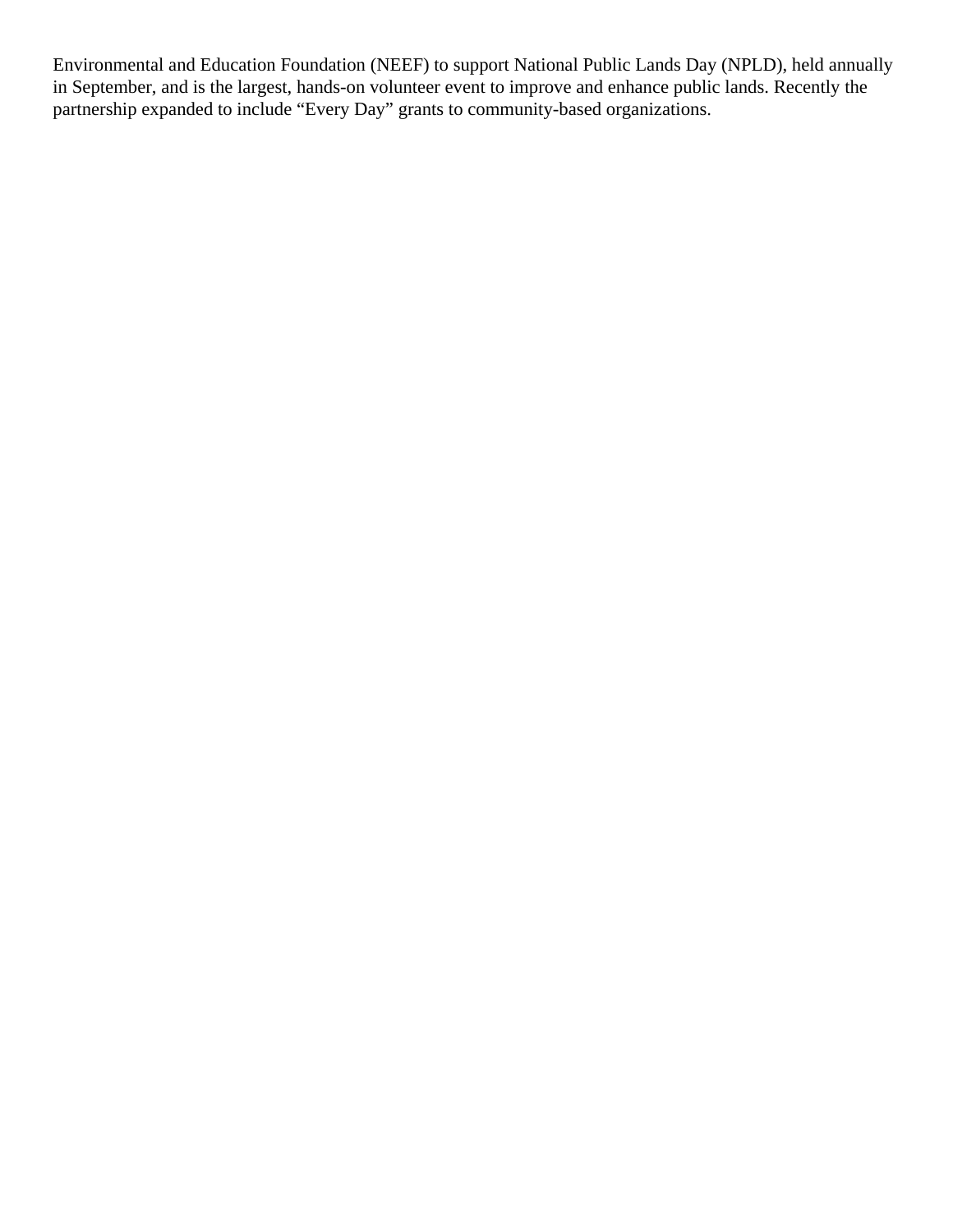Environmental and Education Foundation (NEEF) to support National Public Lands Day (NPLD), held annually in September, and is the largest, hands-on volunteer event to improve and enhance public lands. Recently the partnership expanded to include “Every Day” grants to community-based organizations.